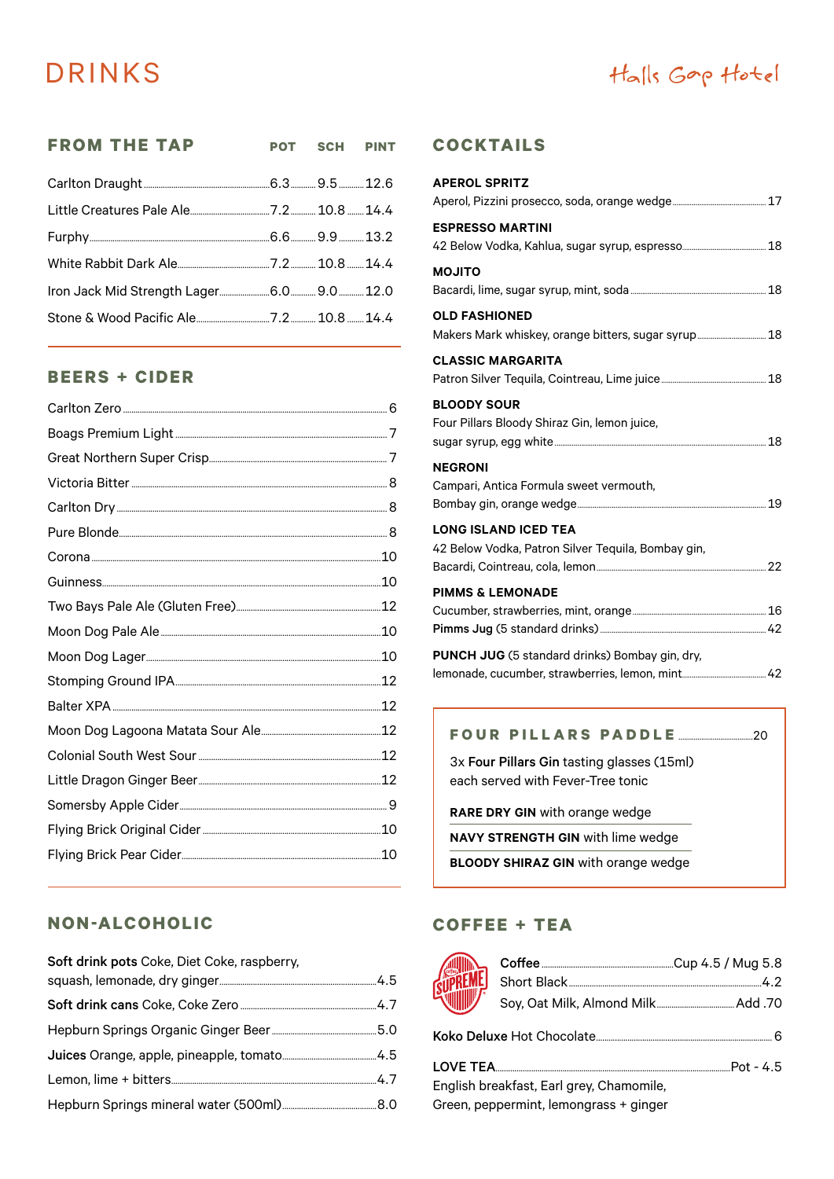# DRINKS

Halls Gap Hotel

## FROM THE TAP

| | POT | SCH | PINT |
|---|---|---|---|
| Carlton Draught | 6.3 | 9.5 | 12.6 |
| Little Creatures Pale Ale | 7.2 | 10.8 | 14.4 |
| Furphy | 6.6 | 9.9 | 13.2 |
| White Rabbit Dark Ale | 7.2 | 10.8 | 14.4 |
| Iron Jack Mid Strength Lager | 6.0 | 9.0 | 12.0 |
| Stone & Wood Pacific Ale | 7.2 | 10.8 | 14.4 |

## BEERS + CIDER

| | |
|---|---|
| Carlton Zero | 6 |
| Boags Premium Light | 7 |
| Great Northern Super Crisp | 7 |
| Victoria Bitter | 8 |
| Carlton Dry | 8 |
| Pure Blonde | 8 |
| Corona | 10 |
| Guinness | 10 |
| Two Bays Pale Ale (Gluten Free) | 12 |
| Moon Dog Pale Ale | 10 |
| Moon Dog Lager | 10 |
| Stomping Ground IPA | 12 |
| Balter XPA | 12 |
| Moon Dog Lagoona Matata Sour Ale | 12 |
| Colonial South West Sour | 12 |
| Little Dragon Ginger Beer | 12 |
| Somersby Apple Cider | 9 |
| Flying Brick Original Cider | 10 |
| Flying Brick Pear Cider | 10 |

## NON-ALCOHOLIC

| | |
|---|---|
| **Soft drink pots** Coke, Diet Coke, raspberry, squash, lemonade, dry ginger | 4.5 |
| **Soft drink cans** Coke, Coke Zero | 4.7 |
| Hepburn Springs Organic Ginger Beer | 5.0 |
| **Juices** Orange, apple, pineapple, tomato | 4.5 |
| Lemon, lime + bitters | 4.7 |
| Hepburn Springs mineral water (500ml) | 8.0 |

## COCKTAILS

**APEROL SPRITZ**
Aperol, Pizzini prosecco, soda, orange wedge ... 17

**ESPRESSO MARTINI**
42 Below Vodka, Kahlua, sugar syrup, espresso ... 18

**MOJITO**
Bacardi, lime, sugar syrup, mint, soda ... 18

**OLD FASHIONED**
Makers Mark whiskey, orange bitters, sugar syrup ... 18

**CLASSIC MARGARITA**
Patron Silver Tequila, Cointreau, Lime juice ... 18

**BLOODY SOUR**
Four Pillars Bloody Shiraz Gin, lemon juice, sugar syrup, egg white ... 18

**NEGRONI**
Campari, Antica Formula sweet vermouth, Bombay gin, orange wedge ... 19

**LONG ISLAND ICED TEA**
42 Below Vodka, Patron Silver Tequila, Bombay gin, Bacardi, Cointreau, cola, lemon ... 22

**PIMMS & LEMONADE**
Cucumber, strawberries, mint, orange ... 16
**Pimms Jug** (5 standard drinks) ... 42

**PUNCH JUG** (5 standard drinks) Bombay gin, dry, lemonade, cucumber, strawberries, lemon, mint ... 42

### FOUR PILLARS PADDLE ... 20

3x **Four Pillars Gin** tasting glasses (15ml) each served with Fever-Tree tonic

**RARE DRY GIN** with orange wedge

**NAVY STRENGTH GIN** with lime wedge

**BLOODY SHIRAZ GIN** with orange wedge

## COFFEE + TEA

Coffee Supreme

| | |
|---|---|
| **Coffee** | Cup 4.5 / Mug 5.8 |
| Short Black | 4.2 |
| Soy, Oat Milk, Almond Milk | Add .70 |

**Koko Deluxe** Hot Chocolate ... 6

**LOVE TEA** ... Pot - 4.5
English breakfast, Earl grey, Chamomile, Green, peppermint, lemongrass + ginger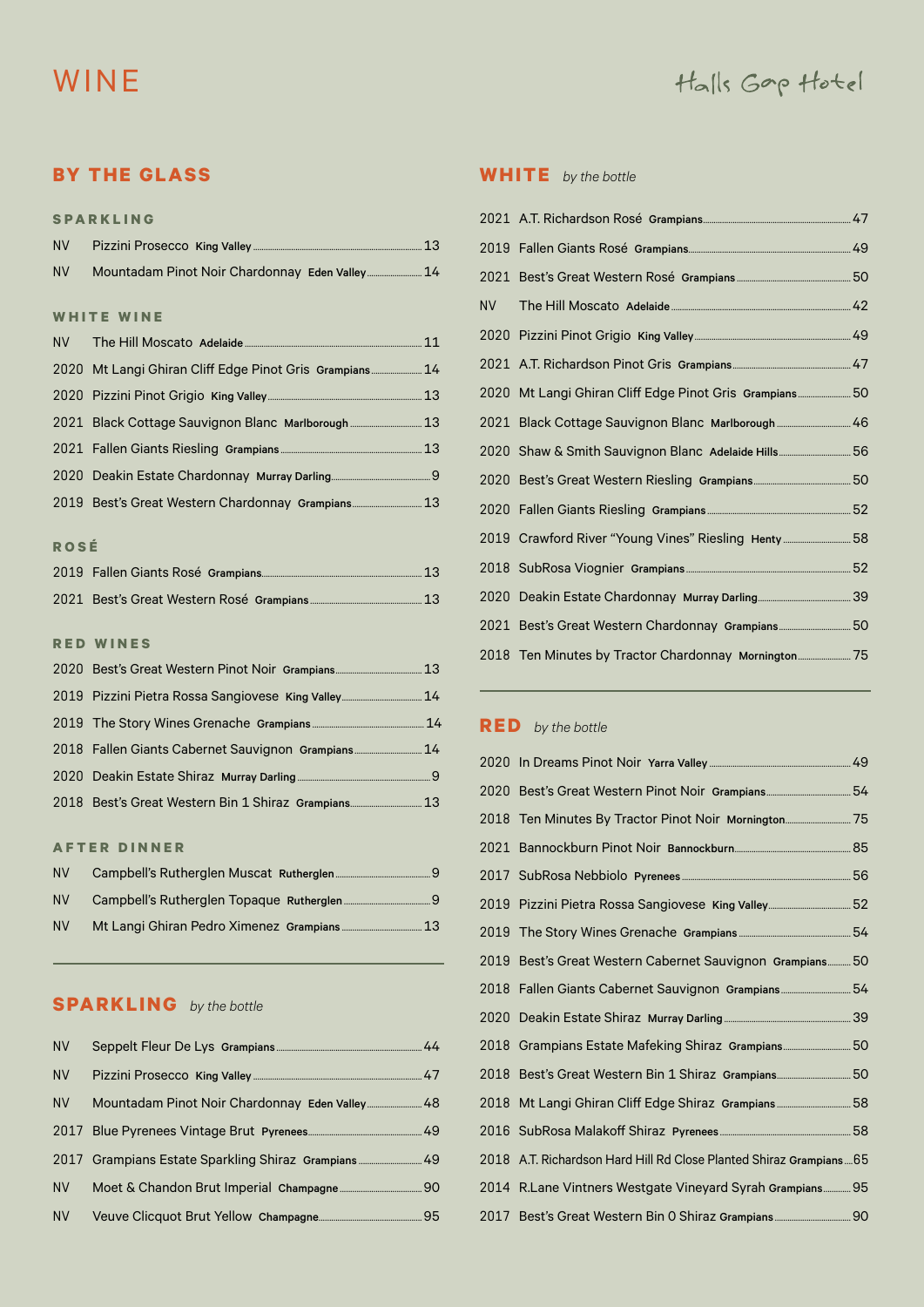# WINE

Halls Gap Hotel

## BY THE GLASS

### SPARKLING

| | | |
|---|---|---|
| NV | Pizzini Prosecco **King Valley** | 13 |
| NV | Mountadam Pinot Noir Chardonnay **Eden Valley** | 14 |

### WHITE WINE

| | | |
|---|---|---|
| NV | The Hill Moscato **Adelaide** | 11 |
| 2020 | Mt Langi Ghiran Cliff Edge Pinot Gris **Grampians** | 14 |
| 2020 | Pizzini Pinot Grigio **King Valley** | 13 |
| 2021 | Black Cottage Sauvignon Blanc **Marlborough** | 13 |
| 2021 | Fallen Giants Riesling **Grampians** | 13 |
| 2020 | Deakin Estate Chardonnay **Murray Darling** | 9 |
| 2019 | Best's Great Western Chardonnay **Grampians** | 13 |

### ROSÉ

| | | |
|---|---|---|
| 2019 | Fallen Giants Rosé **Grampians** | 13 |
| 2021 | Best's Great Western Rosé **Grampians** | 13 |

### RED WINES

| | | |
|---|---|---|
| 2020 | Best's Great Western Pinot Noir **Grampians** | 13 |
| 2019 | Pizzini Pietra Rossa Sangiovese **King Valley** | 14 |
| 2019 | The Story Wines Grenache **Grampians** | 14 |
| 2018 | Fallen Giants Cabernet Sauvignon **Grampians** | 14 |
| 2020 | Deakin Estate Shiraz **Murray Darling** | 9 |
| 2018 | Best's Great Western Bin 1 Shiraz **Grampians** | 13 |

### AFTER DINNER

| | | |
|---|---|---|
| NV | Campbell's Rutherglen Muscat **Rutherglen** | 9 |
| NV | Campbell's Rutherglen Topaque **Rutherglen** | 9 |
| NV | Mt Langi Ghiran Pedro Ximenez **Grampians** | 13 |

## SPARKLING *by the bottle*

| | | |
|---|---|---|
| NV | Seppelt Fleur De Lys **Grampians** | 44 |
| NV | Pizzini Prosecco **King Valley** | 47 |
| NV | Mountadam Pinot Noir Chardonnay **Eden Valley** | 48 |
| 2017 | Blue Pyrenees Vintage Brut **Pyrenees** | 49 |
| 2017 | Grampians Estate Sparkling Shiraz **Grampians** | 49 |
| NV | Moet & Chandon Brut Imperial **Champagne** | 90 |
| NV | Veuve Clicquot Brut Yellow **Champagne** | 95 |

## WHITE *by the bottle*

| | | |
|---|---|---|
| 2021 | A.T. Richardson Rosé **Grampians** | 47 |
| 2019 | Fallen Giants Rosé **Grampians** | 49 |
| 2021 | Best's Great Western Rosé **Grampians** | 50 |
| NV | The Hill Moscato **Adelaide** | 42 |
| 2020 | Pizzini Pinot Grigio **King Valley** | 49 |
| 2021 | A.T. Richardson Pinot Gris **Grampians** | 47 |
| 2020 | Mt Langi Ghiran Cliff Edge Pinot Gris **Grampians** | 50 |
| 2021 | Black Cottage Sauvignon Blanc **Marlborough** | 46 |
| 2020 | Shaw & Smith Sauvignon Blanc **Adelaide Hills** | 56 |
| 2020 | Best's Great Western Riesling **Grampians** | 50 |
| 2020 | Fallen Giants Riesling **Grampians** | 52 |
| 2019 | Crawford River "Young Vines" Riesling **Henty** | 58 |
| 2018 | SubRosa Viognier **Grampians** | 52 |
| 2020 | Deakin Estate Chardonnay **Murray Darling** | 39 |
| 2021 | Best's Great Western Chardonnay **Grampians** | 50 |
| 2018 | Ten Minutes by Tractor Chardonnay **Mornington** | 75 |

## RED *by the bottle*

| | | |
|---|---|---|
| 2020 | In Dreams Pinot Noir **Yarra Valley** | 49 |
| 2020 | Best's Great Western Pinot Noir **Grampians** | 54 |
| 2018 | Ten Minutes By Tractor Pinot Noir **Mornington** | 75 |
| 2021 | Bannockburn Pinot Noir **Bannockburn** | 85 |
| 2017 | SubRosa Nebbiolo **Pyrenees** | 56 |
| 2019 | Pizzini Pietra Rossa Sangiovese **King Valley** | 52 |
| 2019 | The Story Wines Grenache **Grampians** | 54 |
| 2019 | Best's Great Western Cabernet Sauvignon **Grampians** | 50 |
| 2018 | Fallen Giants Cabernet Sauvignon **Grampians** | 54 |
| 2020 | Deakin Estate Shiraz **Murray Darling** | 39 |
| 2018 | Grampians Estate Mafeking Shiraz **Grampians** | 50 |
| 2018 | Best's Great Western Bin 1 Shiraz **Grampians** | 50 |
| 2018 | Mt Langi Ghiran Cliff Edge Shiraz **Grampians** | 58 |
| 2016 | SubRosa Malakoff Shiraz **Pyrenees** | 58 |
| 2018 | A.T. Richardson Hard Hill Rd Close Planted Shiraz **Grampians** | 65 |
| 2014 | R.Lane Vintners Westgate Vineyard Syrah **Grampians** | 95 |
| 2017 | Best's Great Western Bin 0 Shiraz **Grampians** | 90 |